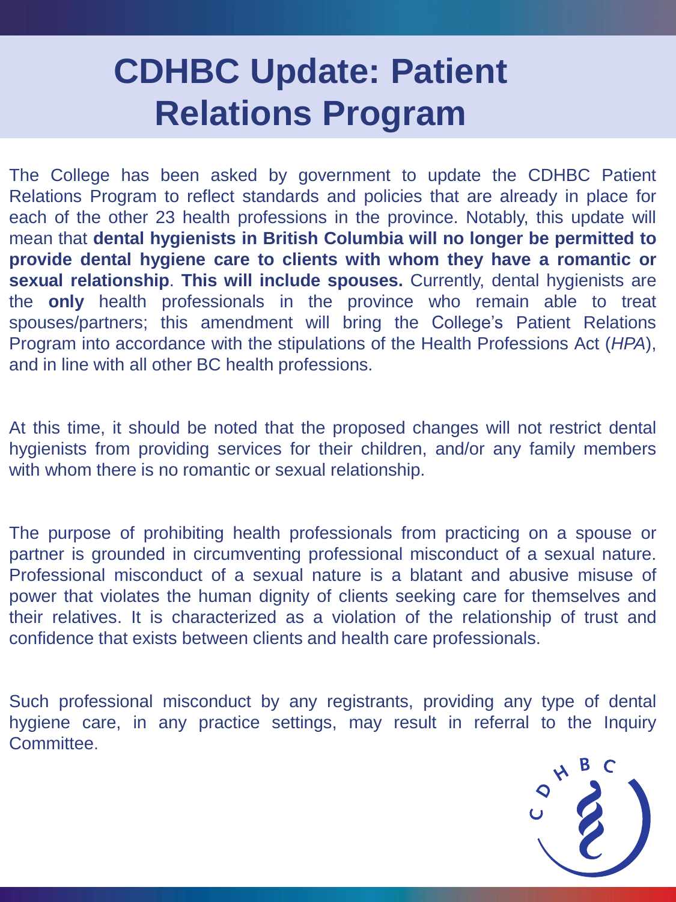# CDHBC Update: Patient Relations Program

The College has been asked by government to update the CDHBC Patient Relations Program to reflect standards and policies that are already in place for each of the other 23 health professions in the province. Notably, this update will mean that **dental hygienists in British Columbia will no longer be permitted to provide dental hygiene care to clients with whom they have a romantic or sexual relationship**. **This will include spouses.** Currently, dental hygienists are the **only** health professionals in the province who remain able to treat spouses/partners; this amendment will bring the College's Patient Relations Program into accordance with the stipulations of the Health Professions Act (*HPA*), and in line with all other BC health professions.

At this time, it should be noted that the proposed changes will not restrict dental hygienists from providing services for their children, and/or any family members with whom there is no romantic or sexual relationship.

The purpose of prohibiting health professionals from practicing on a spouse or partner is grounded in circumventing professional misconduct of a sexual nature. Professional misconduct of a sexual nature is a blatant and abusive misuse of power that violates the human dignity of clients seeking care for themselves and their relatives. It is characterized as a violation of the relationship of trust and confidence that exists between clients and health care professionals.

Such professional misconduct by any registrants, providing any type of dental hygiene care, in any practice settings, may result in referral to the Inquiry Committee.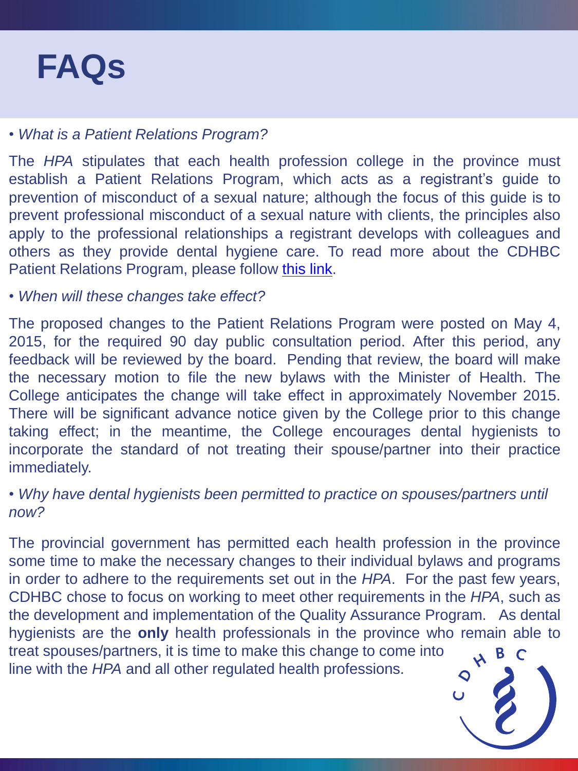# FAQs

- *What is a Patient Relations Program?*

The *HPA* stipulates that each health profession college in the province must establish a Patient Relations Program, which acts as a registrant's guide to prevention of misconduct of a sexual nature; although the focus of this guide is to prevent professional misconduct of a sexual nature with clients, the principles also apply to the professional relationships a registrant develops with colleagues and others as they provide dental hygiene care. To read more about the CDHBC Patient Relations Program, please follow this link.

- *When will these changes take effect?*

The proposed changes to the Patient Relations Program were posted on May 4, 2015, for the required 90 day public consultation period. After this period, any feedback will be reviewed by the board. Pending that review, the board will make the necessary motion to file the new bylaws with the Minister of Health. The College anticipates the change will take effect in approximately November 2015. There will be significant advance notice given by the College prior to this change taking effect; in the meantime, the College encourages dental hygienists to incorporate the standard of not treating their spouse/partner into their practice immediately.

- *Why have dental hygienists been permitted to practice on spouses/partners until now?*

The provincial government has permitted each health profession in the province some time to make the necessary changes to their individual bylaws and programs in order to adhere to the requirements set out in the *HPA*. For the past few years, CDHBC chose to focus on working to meet other requirements in the *HPA*, such as the development and implementation of the Quality Assurance Program. As dental hygienists are the **only** health professionals in the province who remain able to treat spouses/partners, it is time to make this change to come into line with the *HPA* and all other regulated health professions.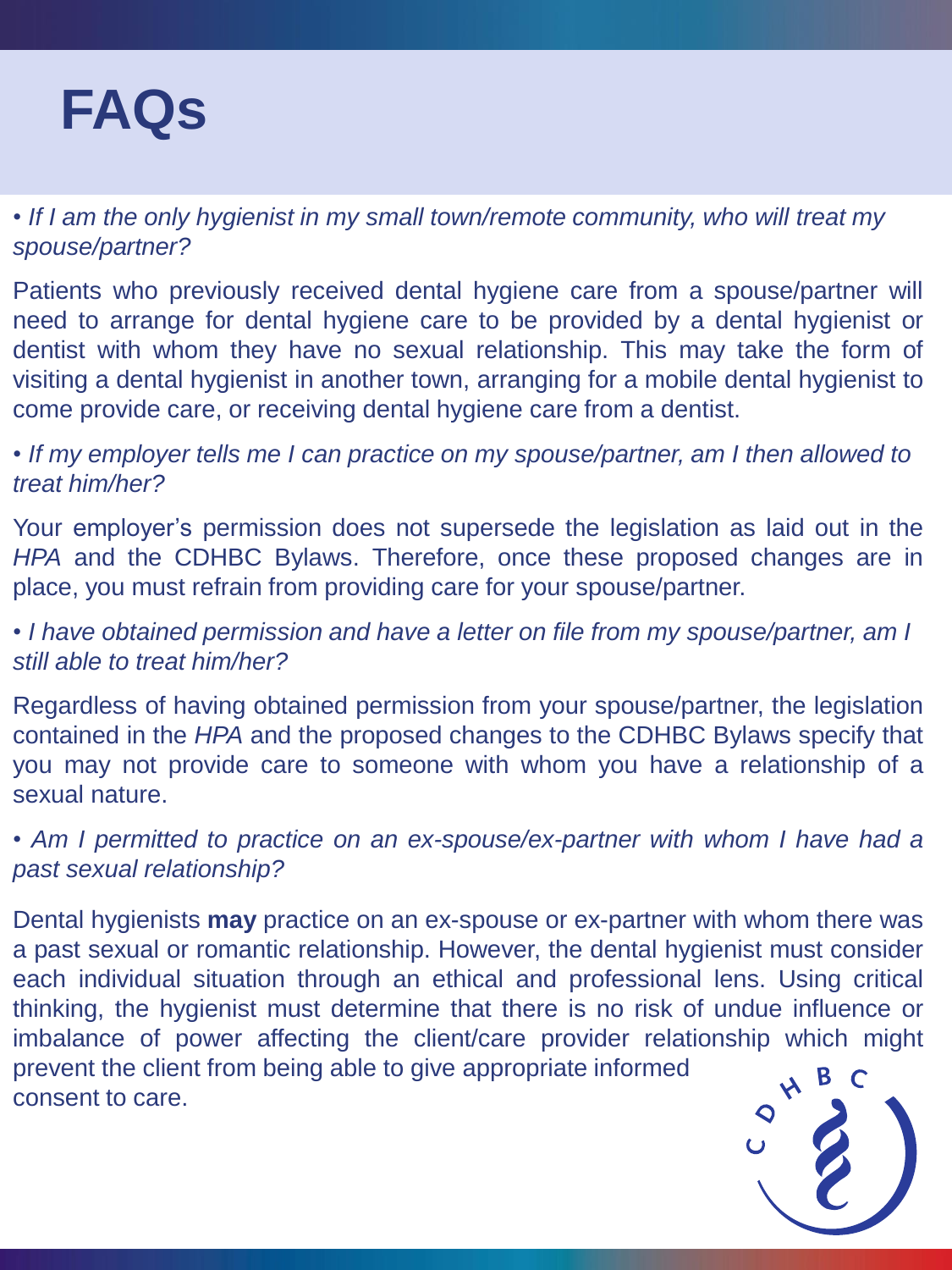# FAQs

- *If I am the only hygienist in my small town/remote community, who will treat my spouse/partner?*

Patients who previously received dental hygiene care from a spouse/partner will need to arrange for dental hygiene care to be provided by a dental hygienist or dentist with whom they have no sexual relationship. This may take the form of visiting a dental hygienist in another town, arranging for a mobile dental hygienist to come provide care, or receiving dental hygiene care from a dentist.

- *If my employer tells me I can practice on my spouse/partner, am I then allowed to treat him/her?*

Your employer's permission does not supersede the legislation as laid out in the *HPA* and the CDHBC Bylaws. Therefore, once these proposed changes are in place, you must refrain from providing care for your spouse/partner.

- *I have obtained permission and have a letter on file from my spouse/partner, am I still able to treat him/her?*

Regardless of having obtained permission from your spouse/partner, the legislation contained in the *HPA* and the proposed changes to the CDHBC Bylaws specify that you may not provide care to someone with whom you have a relationship of a sexual nature.

- *Am I permitted to practice on an ex-spouse/ex-partner with whom I have had a past sexual relationship?*

Dental hygienists **may** practice on an ex-spouse or ex-partner with whom there was a past sexual or romantic relationship. However, the dental hygienist must consider each individual situation through an ethical and professional lens. Using critical thinking, the hygienist must determine that there is no risk of undue influence or imbalance of power affecting the client/care provider relationship which might prevent the client from being able to give appropriate informed consent to care.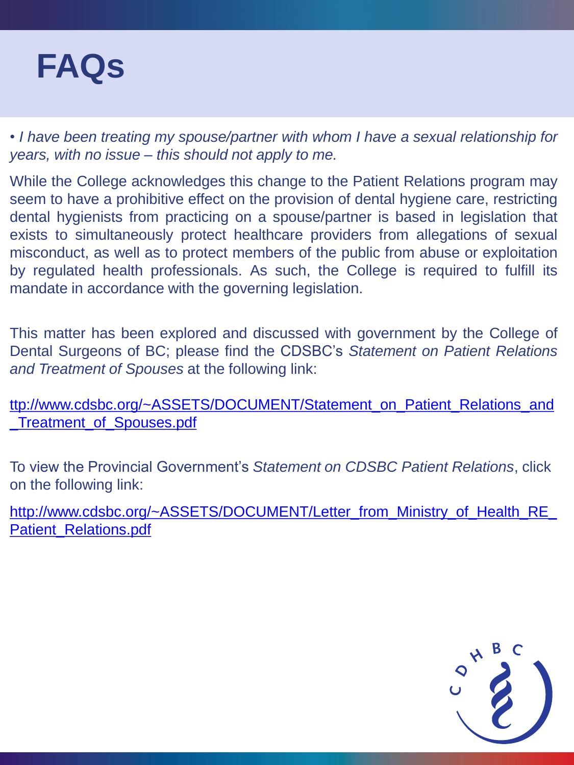# FAQs

- *I have been treating my spouse/partner with whom I have a sexual relationship for years, with no issue – this should not apply to me.*

While the College acknowledges this change to the Patient Relations program may seem to have a prohibitive effect on the provision of dental hygiene care, restricting dental hygienists from practicing on a spouse/partner is based in legislation that exists to simultaneously protect healthcare providers from allegations of sexual misconduct, as well as to protect members of the public from abuse or exploitation by regulated health professionals. As such, the College is required to fulfill its mandate in accordance with the governing legislation.

This matter has been explored and discussed with government by the College of Dental Surgeons of BC; please find the CDSBC's *Statement on Patient Relations and Treatment of Spouses* at the following link:

ttp://www.cdsbc.org/~ASSETS/DOCUMENT/Statement_on_Patient_Relations_and_Treatment_of_Spouses.pdf

To view the Provincial Government's *Statement on CDSBC Patient Relations*, click on the following link:

http://www.cdsbc.org/~ASSETS/DOCUMENT/Letter_from_Ministry_of_Health_RE_Patient_Relations.pdf